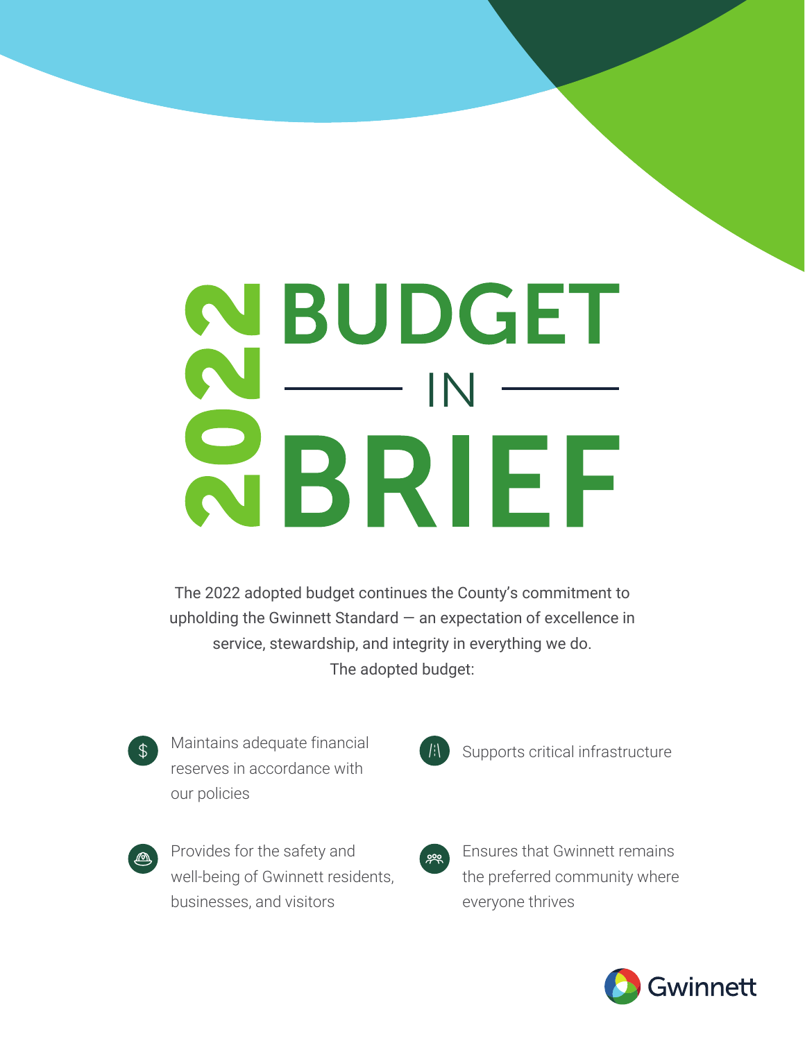# 2022 BUDGET IN BRIEF

The 2022 adopted budget continues the County's commitment to upholding the Gwinnett Standard — an expectation of excellence in service, stewardship, and integrity in everything we do. The adopted budget:

- Maintains adequate financial reserves in accordance with our policies
- Supports critical infrastructure
- Provides for the safety and well-being of Gwinnett residents, businesses, and visitors
- Ensures that Gwinnett remains the preferred community where everyone thrives

Gwinnett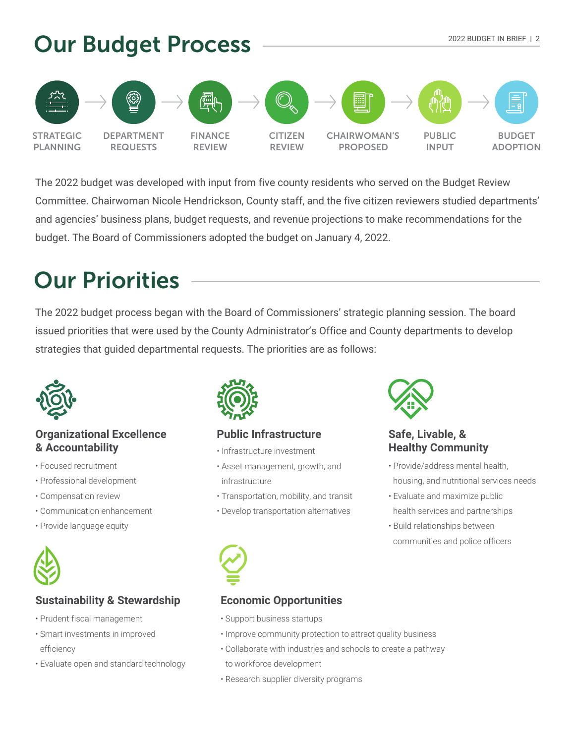# Our Budget Process

STRATEGIC PLANNING → DEPARTMENT REQUESTS → FINANCE REVIEW → CITIZEN REVIEW → CHAIRWOMAN'S PROPOSED → PUBLIC INPUT → BUDGET ADOPTION

The 2022 budget was developed with input from five county residents who served on the Budget Review Committee. Chairwoman Nicole Hendrickson, County staff, and the five citizen reviewers studied departments' and agencies' business plans, budget requests, and revenue projections to make recommendations for the budget. The Board of Commissioners adopted the budget on January 4, 2022.

# Our Priorities

The 2022 budget process began with the Board of Commissioners' strategic planning session. The board issued priorities that were used by the County Administrator's Office and County departments to develop strategies that guided departmental requests. The priorities are as follows:

### Organizational Excellence & Accountability

- Focused recruitment
- Professional development
- Compensation review
- Communication enhancement
- Provide language equity

### Public Infrastructure

- Infrastructure investment
- Asset management, growth, and infrastructure
- Transportation, mobility, and transit
- Develop transportation alternatives

### Safe, Livable, & Healthy Community

- Provide/address mental health, housing, and nutritional services needs
- Evaluate and maximize public health services and partnerships
- Build relationships between communities and police officers

### Sustainability & Stewardship

- Prudent fiscal management
- Smart investments in improved efficiency
- Evaluate open and standard technology

### Economic Opportunities

- Support business startups
- Improve community protection to attract quality business
- Collaborate with industries and schools to create a pathway to workforce development
- Research supplier diversity programs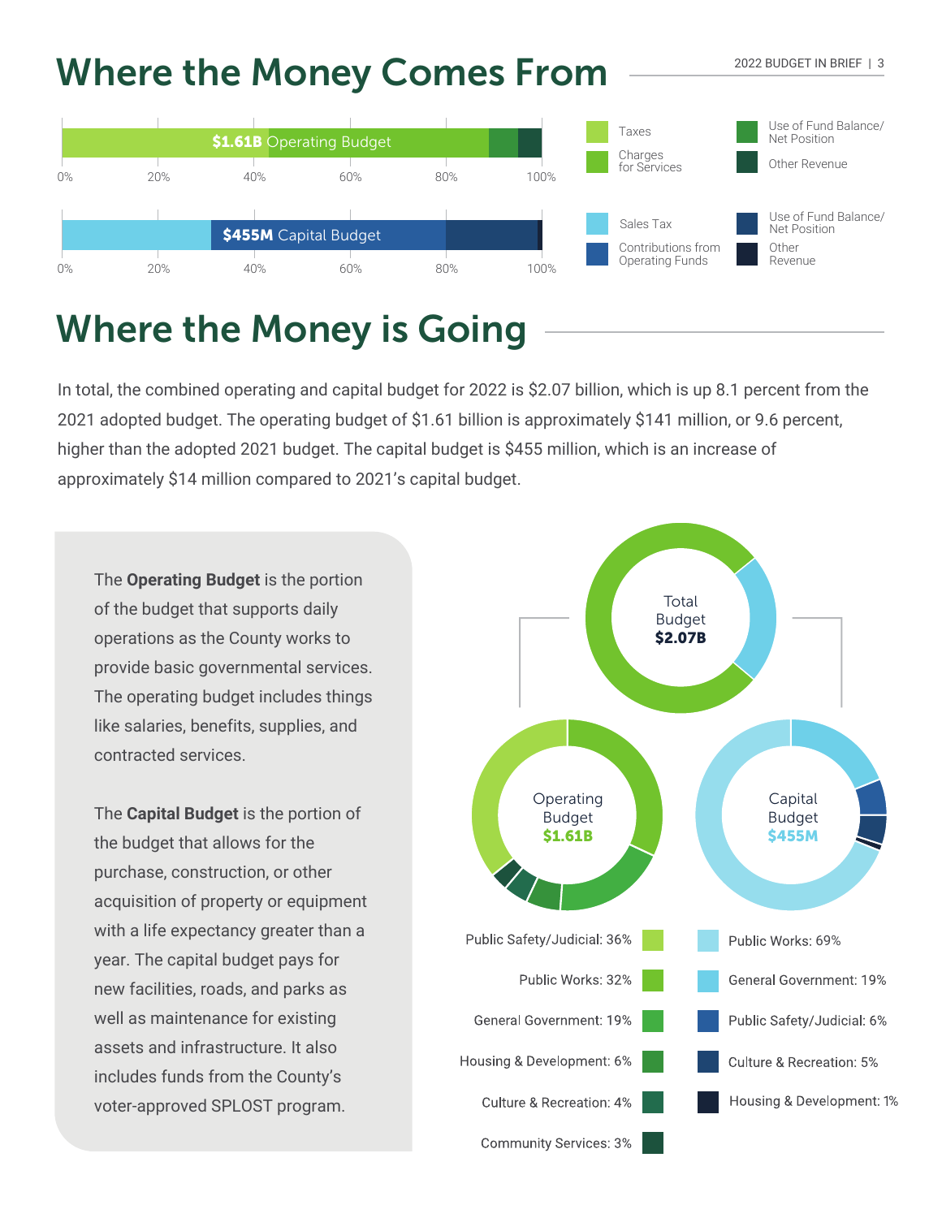# Where the Money Comes From

**$1.61B** Operating Budget

0% 20% 40% 60% 80% 100%

**$455M** Capital Budget

0% 20% 40% 60% 80% 100%

- Taxes
- Charges for Services
- Use of Fund Balance/ Net Position
- Other Revenue
- Sales Tax
- Contributions from Operating Funds
- Use of Fund Balance/ Net Position
- Other Revenue

# Where the Money is Going

In total, the combined operating and capital budget for 2022 is $2.07 billion, which is up 8.1 percent from the 2021 adopted budget. The operating budget of $1.61 billion is approximately $141 million, or 9.6 percent, higher than the adopted 2021 budget. The capital budget is $455 million, which is an increase of approximately $14 million compared to 2021's capital budget.

The **Operating Budget** is the portion of the budget that supports daily operations as the County works to provide basic governmental services. The operating budget includes things like salaries, benefits, supplies, and contracted services.

The **Capital Budget** is the portion of the budget that allows for the purchase, construction, or other acquisition of property or equipment with a life expectancy greater than a year. The capital budget pays for new facilities, roads, and parks as well as maintenance for existing assets and infrastructure. It also includes funds from the County's voter-approved SPLOST program.

Total Budget **$2.07B**

Operating Budget **$1.61B**

- Public Safety/Judicial: 36%
- Public Works: 32%
- General Government: 19%
- Housing & Development: 6%
- Culture & Recreation: 4%
- Community Services: 3%

Capital Budget **$455M**

- Public Works: 69%
- General Government: 19%
- Public Safety/Judicial: 6%
- Culture & Recreation: 5%
- Housing & Development: 1%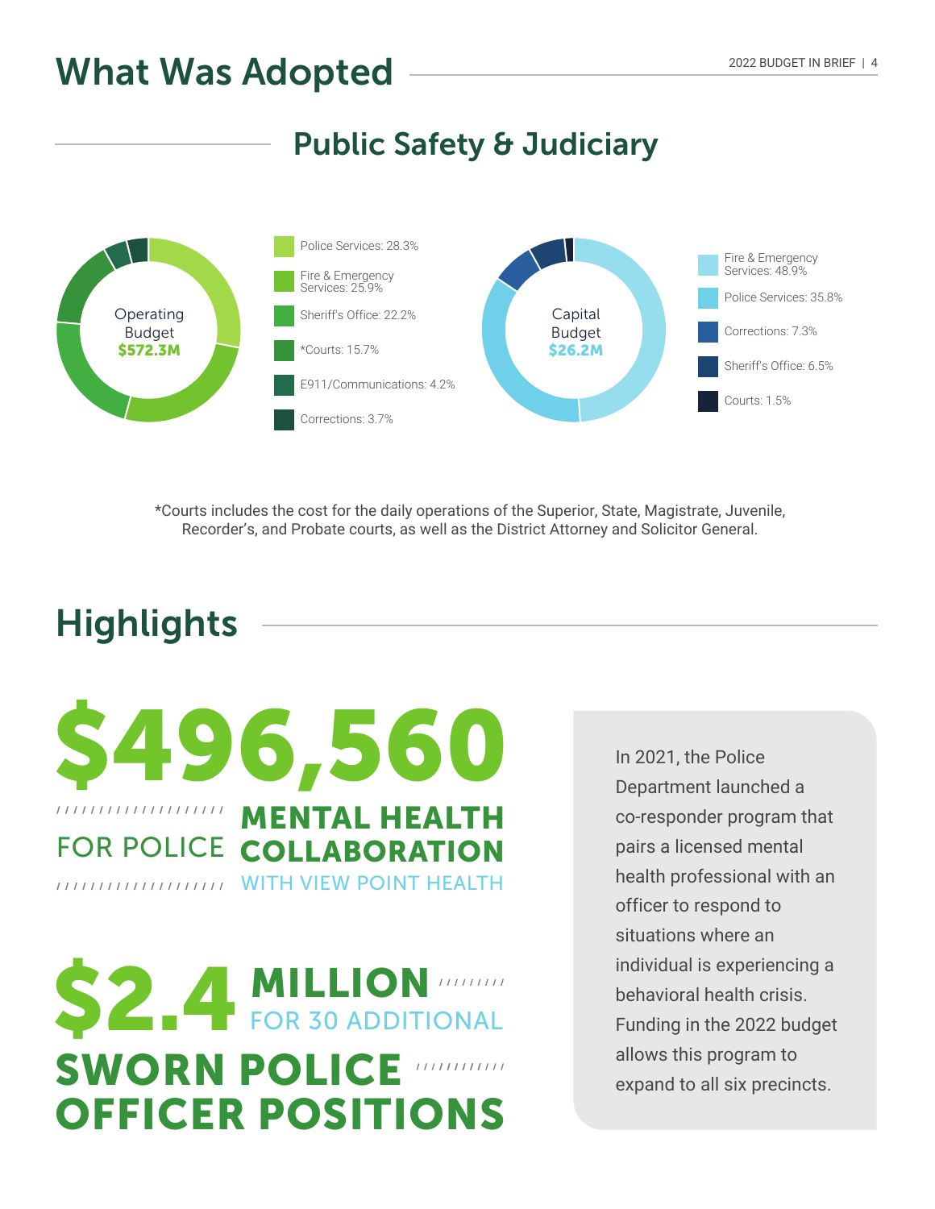# What Was Adopted

## Public Safety & Judiciary

**Operating Budget $572.3M**

- Police Services: 28.3%
- Fire & Emergency Services: 25.9%
- Sheriff's Office: 22.2%
- *Courts: 15.7%
- E911/Communications: 4.2%
- Corrections: 3.7%

**Capital Budget $26.2M**

- Fire & Emergency Services: 48.9%
- Police Services: 35.8%
- Corrections: 7.3%
- Sheriff's Office: 6.5%
- Courts: 1.5%

*Courts includes the cost for the daily operations of the Superior, State, Magistrate, Juvenile, Recorder's, and Probate courts, as well as the District Attorney and Solicitor General.

## Highlights

**$496,560** FOR POLICE **MENTAL HEALTH COLLABORATION** WITH VIEW POINT HEALTH

**$2.4 MILLION** FOR 30 ADDITIONAL **SWORN POLICE OFFICER POSITIONS**

In 2021, the Police Department launched a co-responder program that pairs a licensed mental health professional with an officer to respond to situations where an individual is experiencing a behavioral health crisis. Funding in the 2022 budget allows this program to expand to all six precincts.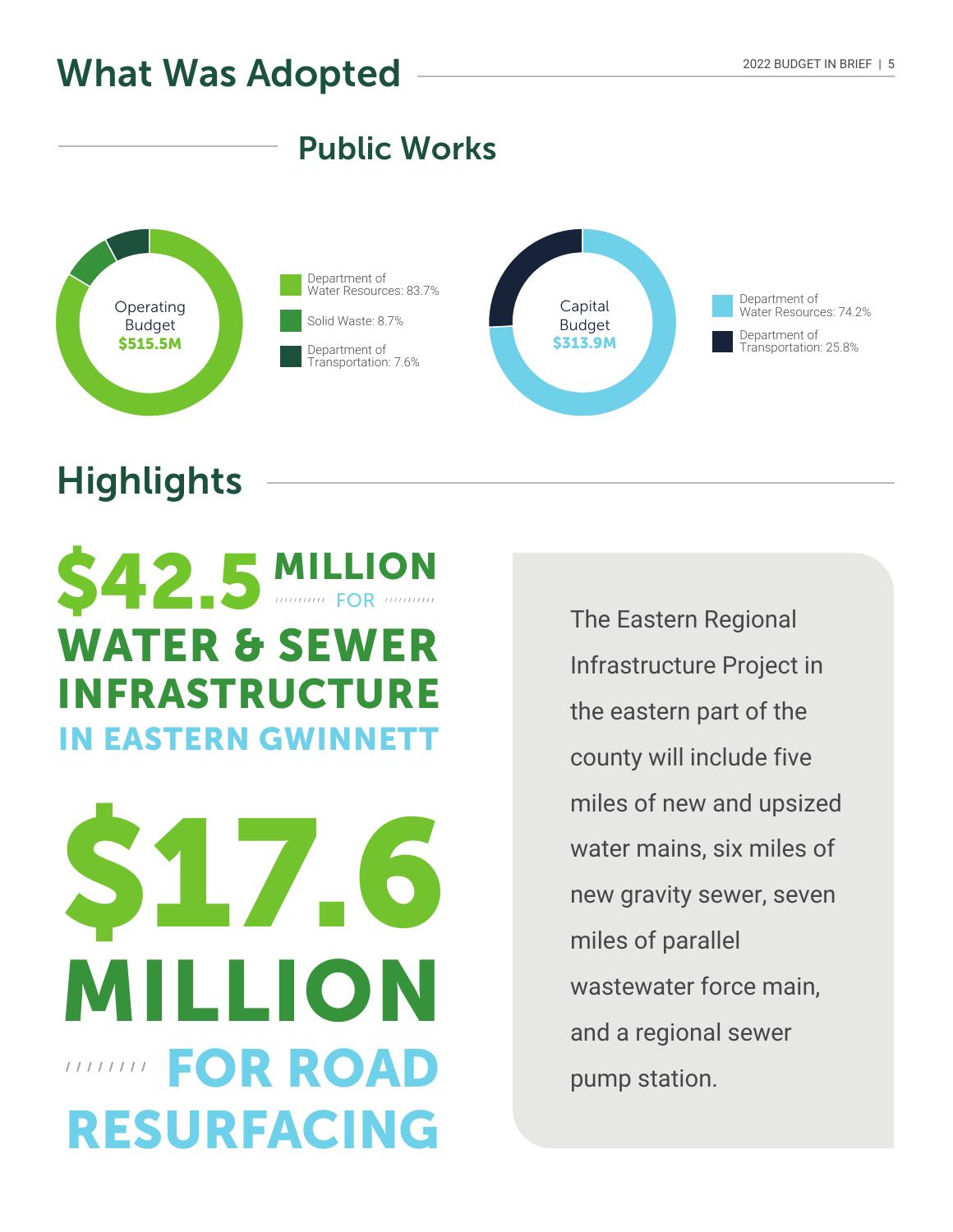# What Was Adopted

## Public Works

Operating Budget **$515.5M**

- Department of Water Resources: 83.7%
- Solid Waste: 8.7%
- Department of Transportation: 7.6%

Capital Budget **$313.9M**

- Department of Water Resources: 74.2%
- Department of Transportation: 25.8%

## Highlights

**$42.5 MILLION FOR WATER & SEWER INFRASTRUCTURE IN EASTERN GWINNETT**

**$17.6 MILLION FOR ROAD RESURFACING**

The Eastern Regional Infrastructure Project in the eastern part of the county will include five miles of new and upsized water mains, six miles of new gravity sewer, seven miles of parallel wastewater force main, and a regional sewer pump station.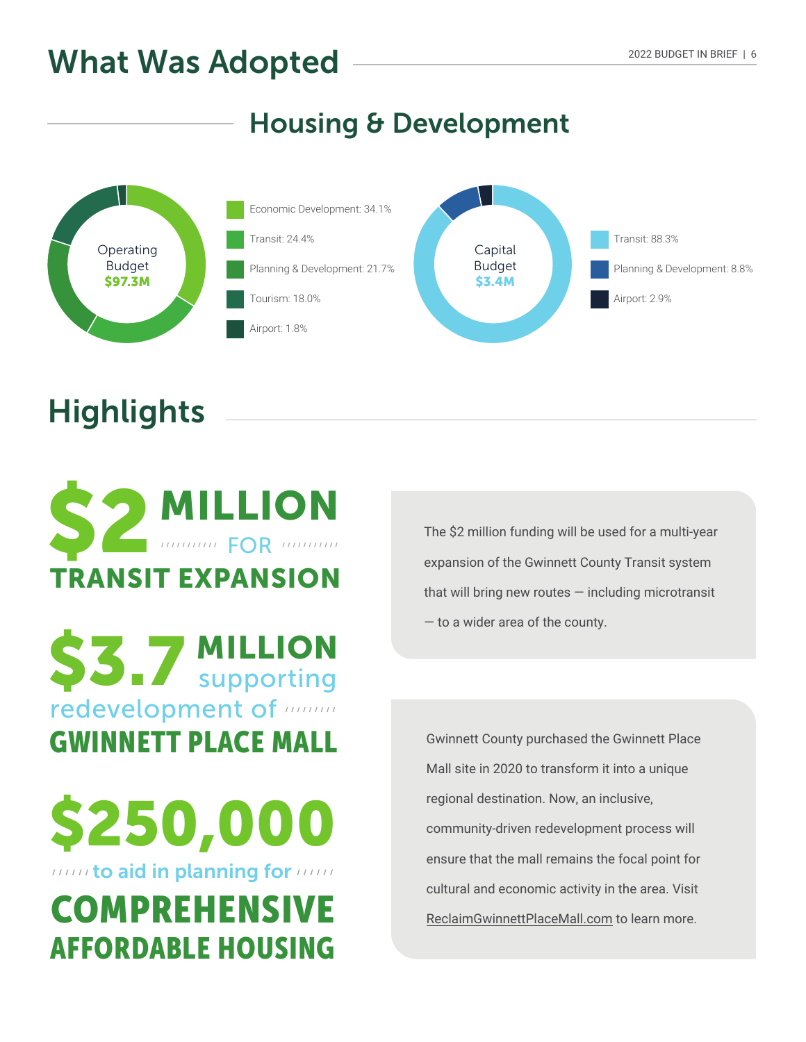# What Was Adopted

## Housing & Development

**Operating Budget $97.3M**

- Economic Development: 34.1%
- Transit: 24.4%
- Planning & Development: 21.7%
- Tourism: 18.0%
- Airport: 1.8%

**Capital Budget $3.4M**

- Transit: 88.3%
- Planning & Development: 8.8%
- Airport: 2.9%

## Highlights

**$2 MILLION** FOR **TRANSIT EXPANSION**

The $2 million funding will be used for a multi-year expansion of the Gwinnett County Transit system that will bring new routes — including microtransit — to a wider area of the county.

**$3.7 MILLION** supporting redevelopment of **GWINNETT PLACE MALL**

Gwinnett County purchased the Gwinnett Place Mall site in 2020 to transform it into a unique regional destination. Now, an inclusive, community-driven redevelopment process will ensure that the mall remains the focal point for cultural and economic activity in the area. Visit ReclaimGwinnettPlaceMall.com to learn more.

**$250,000** to aid in planning for **COMPREHENSIVE AFFORDABLE HOUSING**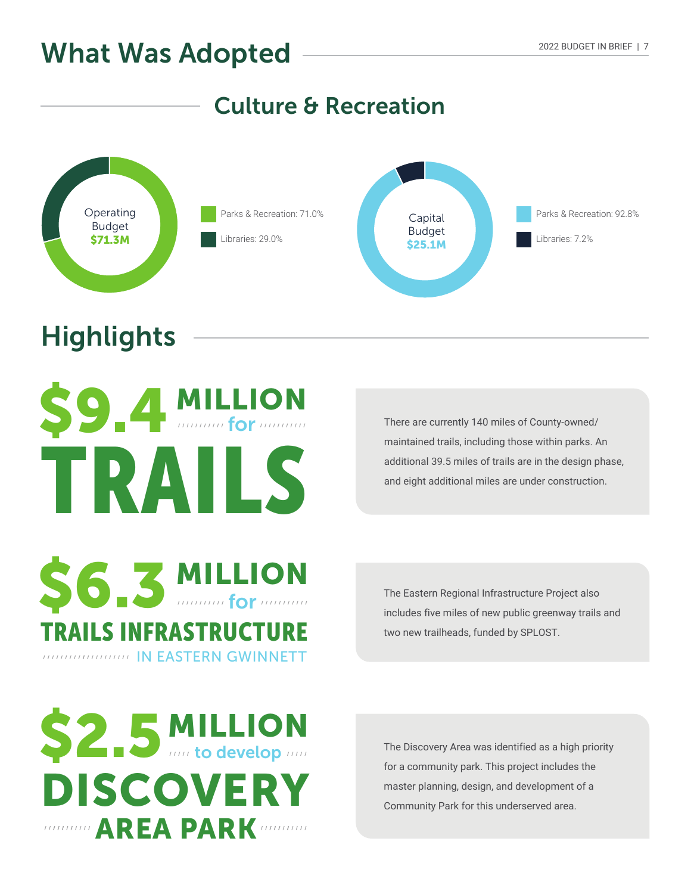# What Was Adopted

## Culture & Recreation

Operating Budget **$71.3M**

- Parks & Recreation: 71.0%
- Libraries: 29.0%

Capital Budget **$25.1M**

- Parks & Recreation: 92.8%
- Libraries: 7.2%

## Highlights

**$9.4 MILLION for TRAILS**

There are currently 140 miles of County-owned/maintained trails, including those within parks. An additional 39.5 miles of trails are in the design phase, and eight additional miles are under construction.

**$6.3 MILLION for TRAILS INFRASTRUCTURE IN EASTERN GWINNETT**

The Eastern Regional Infrastructure Project also includes five miles of new public greenway trails and two new trailheads, funded by SPLOST.

**$2.5 MILLION to develop DISCOVERY AREA PARK**

The Discovery Area was identified as a high priority for a community park. This project includes the master planning, design, and development of a Community Park for this underserved area.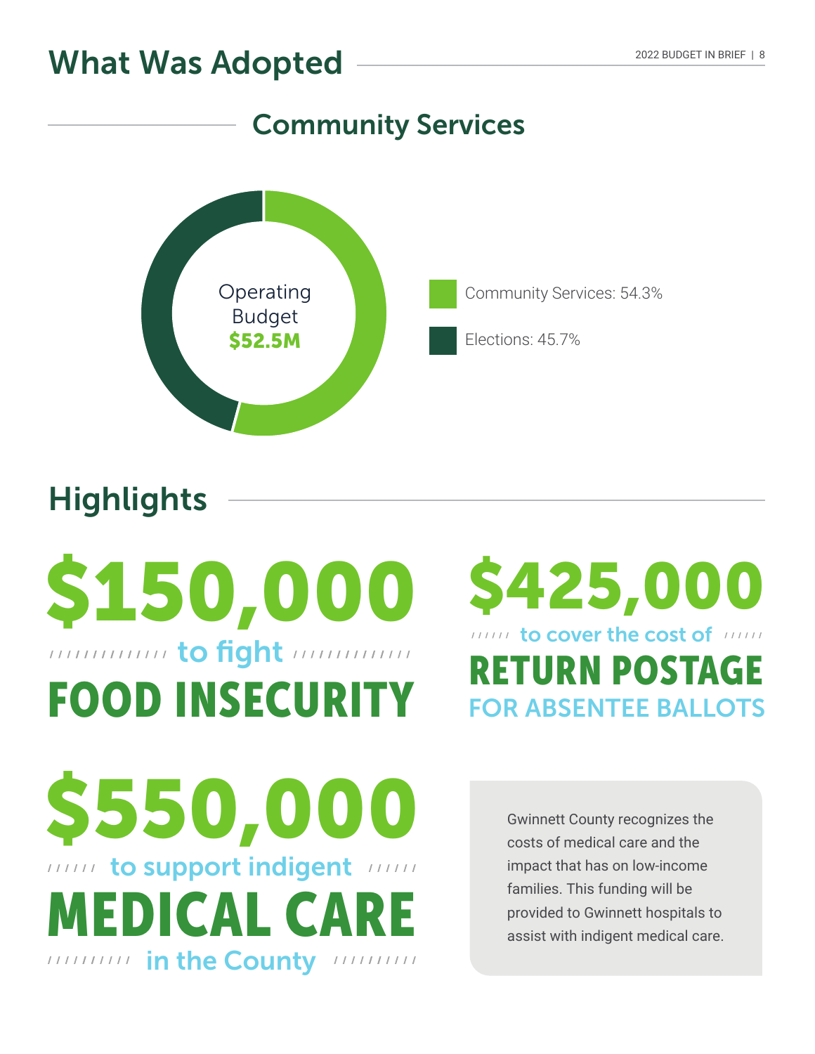# What Was Adopted

## Community Services

Operating Budget **$52.5M**

- Community Services: 54.3%
- Elections: 45.7%

## Highlights

**$150,000** to fight **FOOD INSECURITY**

**$425,000** to cover the cost of **RETURN POSTAGE** FOR ABSENTEE BALLOTS

**$550,000** to support indigent **MEDICAL CARE** in the County

Gwinnett County recognizes the costs of medical care and the impact that has on low-income families. This funding will be provided to Gwinnett hospitals to assist with indigent medical care.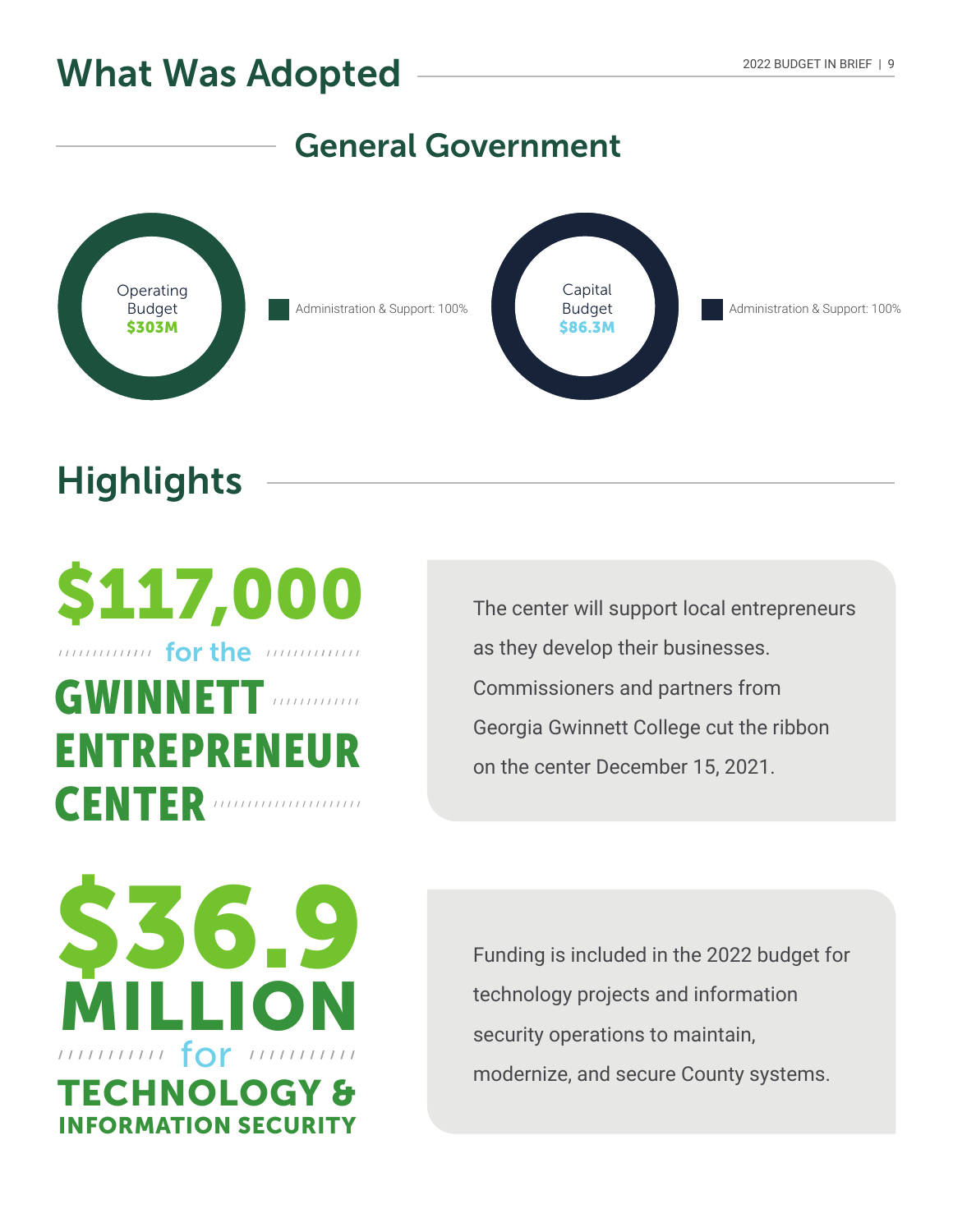# What Was Adopted

## General Government

Operating Budget **$303M**

Administration & Support: 100%

Capital Budget **$86.3M**

Administration & Support: 100%

## Highlights

**$117,000 for the GWINNETT ENTREPRENEUR CENTER**

The center will support local entrepreneurs as they develop their businesses. Commissioners and partners from Georgia Gwinnett College cut the ribbon on the center December 15, 2021.

**$36.9 MILLION for TECHNOLOGY & INFORMATION SECURITY**

Funding is included in the 2022 budget for technology projects and information security operations to maintain, modernize, and secure County systems.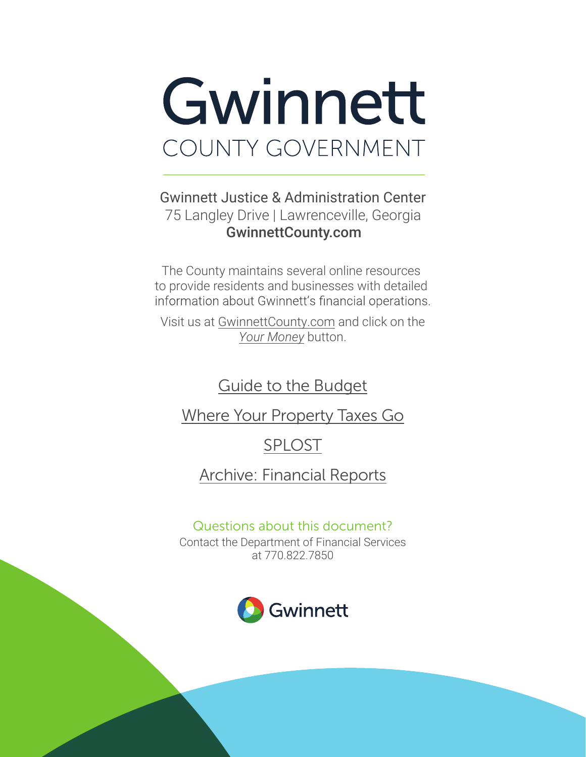# Gwinnett

## COUNTY GOVERNMENT

Gwinnett Justice & Administration Center
75 Langley Drive | Lawrenceville, Georgia
**GwinnettCounty.com**

The County maintains several online resources to provide residents and businesses with detailed information about Gwinnett's financial operations.

Visit us at GwinnettCounty.com and click on the *Your Money* button.

Guide to the Budget

Where Your Property Taxes Go

SPLOST

Archive: Financial Reports

Questions about this document?
Contact the Department of Financial Services at 770.822.7850

Gwinnett